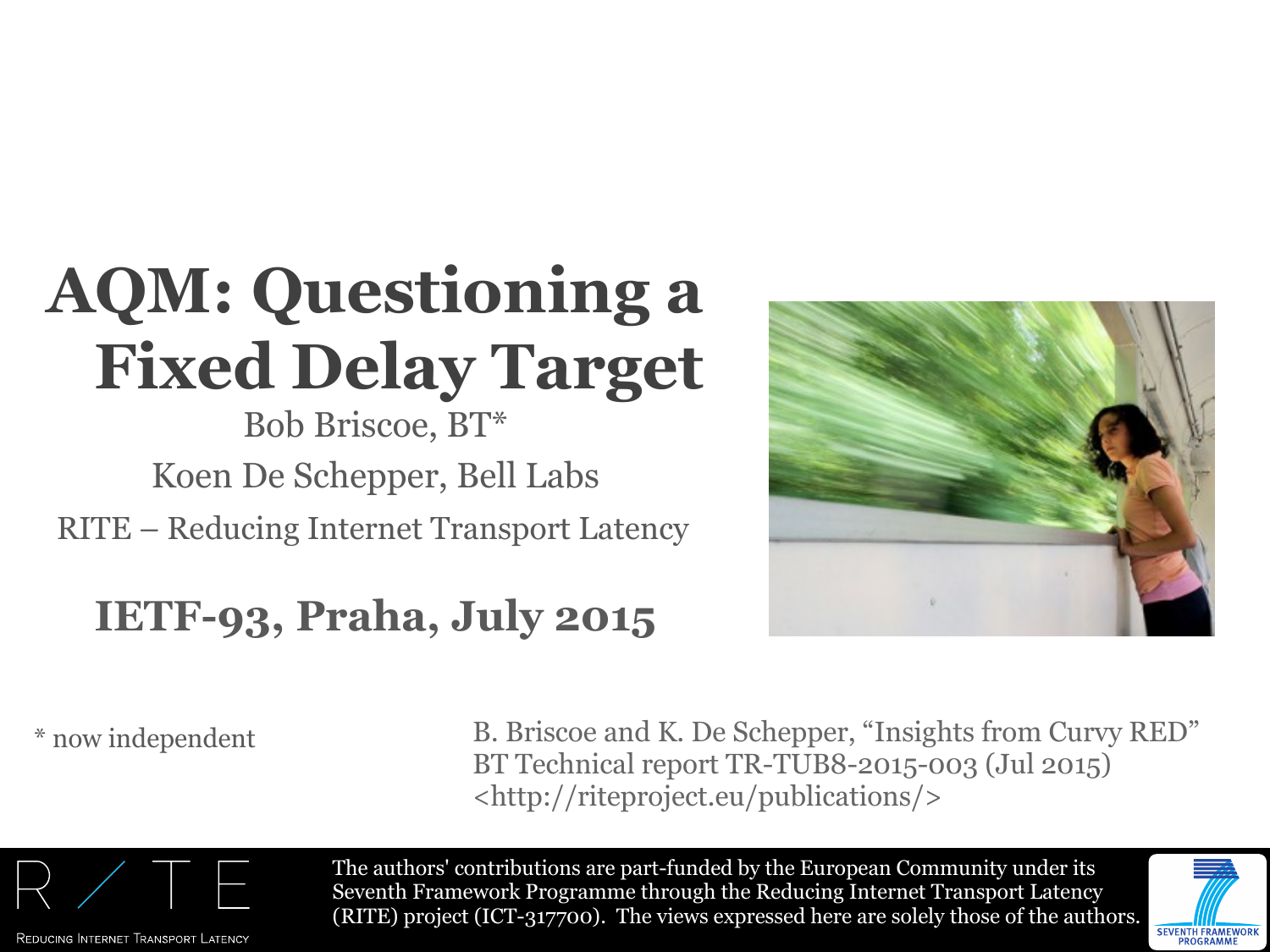# AQM: Questioning a Fixed Delay Target

Bob Briscoe, BT*

Koen De Schepper, Bell Labs

RITE – Reducing Internet Transport Latency

**IETF-93, Praha, July 2015**

\* now independent

B. Briscoe and K. De Schepper, "Insights from Curvy RED" BT Technical report TR-TUB8-2015-003 (Jul 2015) <http://riteproject.eu/publications/>

RITE

Reducing Internet Transport Latency

The authors' contributions are part-funded by the European Community under its Seventh Framework Programme through the Reducing Internet Transport Latency (RITE) project (ICT-317700). The views expressed here are solely those of the authors.

SEVENTH FRAMEWORK PROGRAMME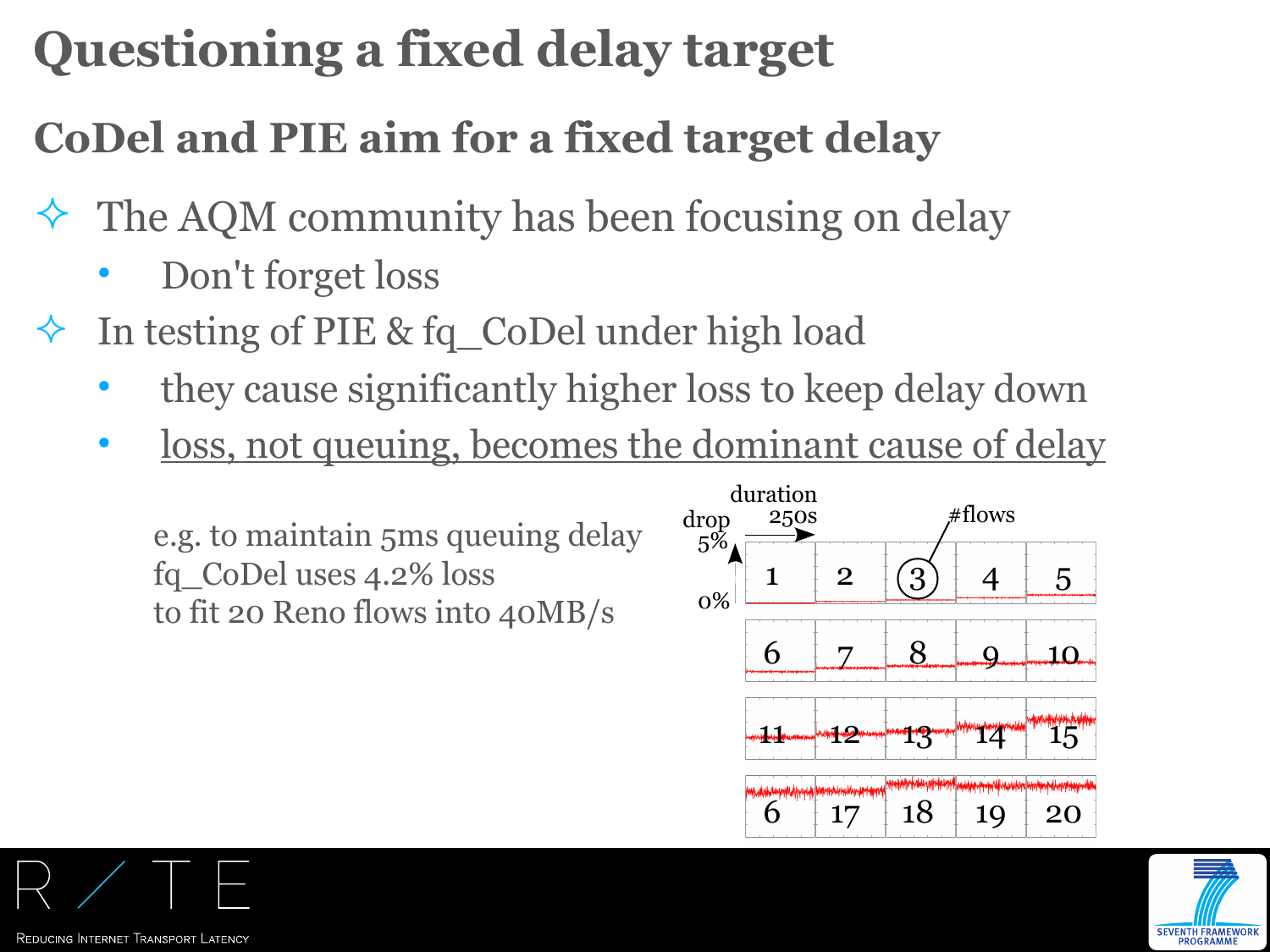# Questioning a fixed delay target

## CoDel and PIE aim for a fixed target delay

- The AQM community has been focusing on delay
  - Don't forget loss
- In testing of PIE & fq_CoDel under high load
  - they cause significantly higher loss to keep delay down
  - loss, not queuing, becomes the dominant cause of delay

e.g. to maintain 5ms queuing delay
fq_CoDel uses 4.2% loss
to fit 20 Reno flows into 40MB/s

drop 5% / 0%, duration 250s, #flows

1 2 3 4 5
6 7 8 9 10
11 12 13 14 15
6 17 18 19 20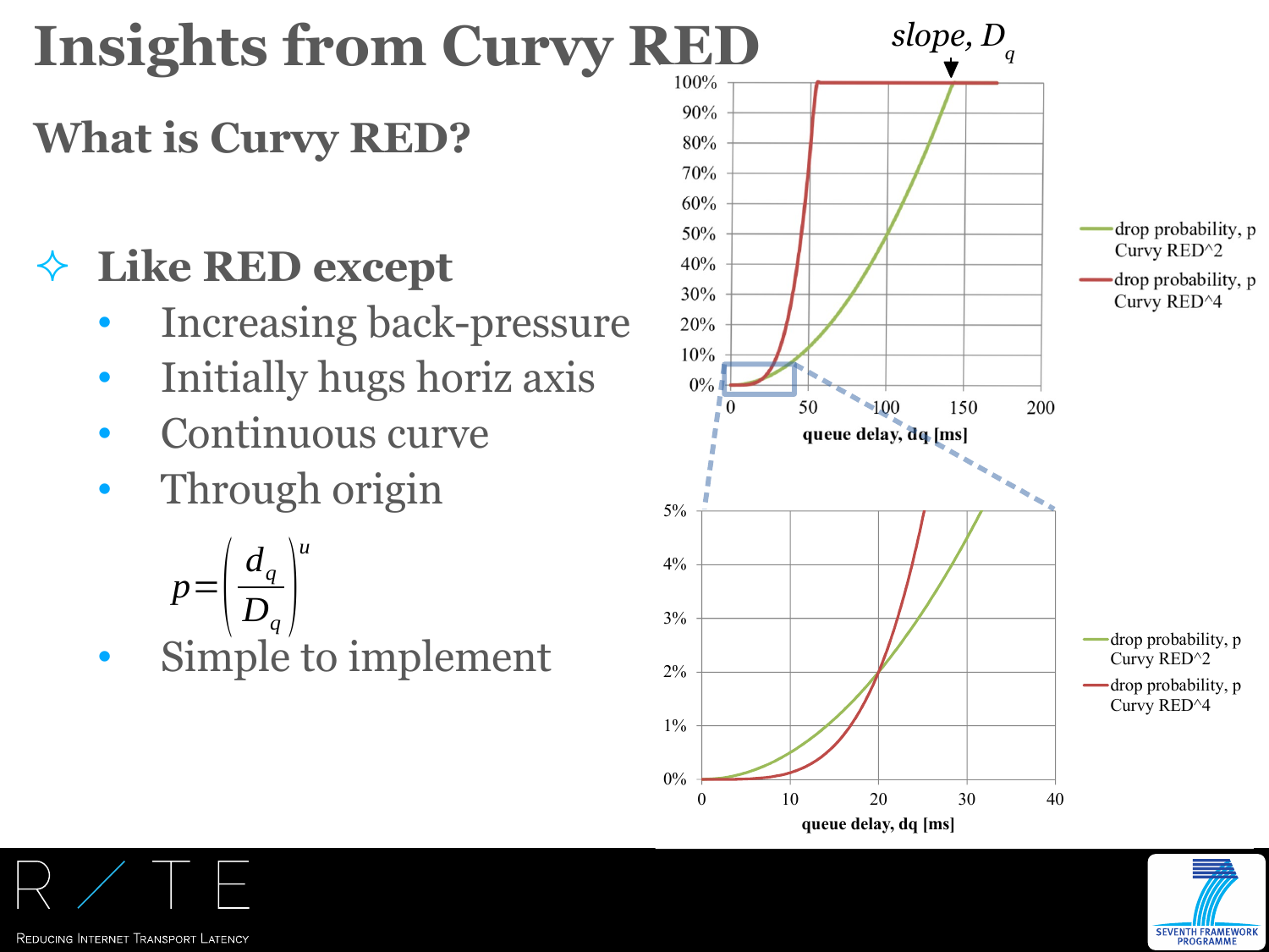# Insights from Curvy RED

## What is Curvy RED?

- **Like RED except**
  - Increasing back-pressure
  - Initially hugs horiz axis
  - Continuous curve
  - Through origin

$$p = \left(\frac{d_q}{D_q}\right)^u$$

  - Simple to implement

slope, $D_q$

drop probability, p Curvy RED^2

drop probability, p Curvy RED^4

queue delay, dq [ms]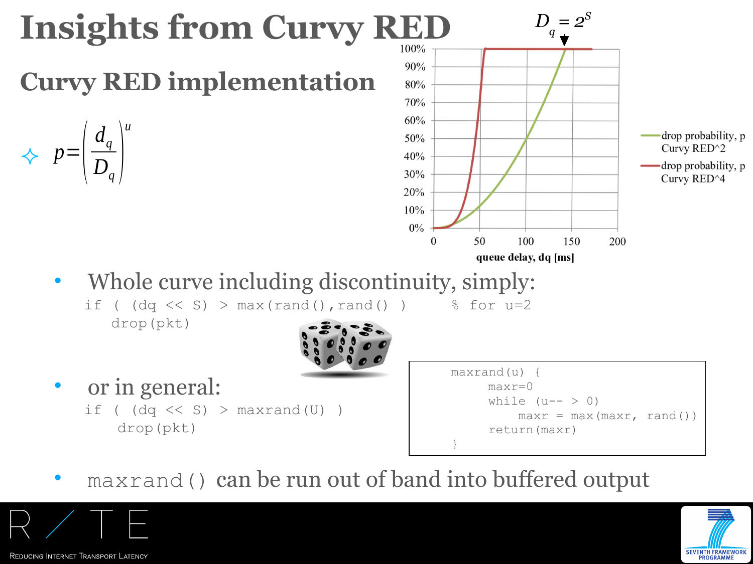# Insights from Curvy RED

## Curvy RED implementation

- $p = \left(\frac{d_q}{D_q}\right)^u$

$D_q = 2^S$

100%
90%
80%
70%
60%
50%
40%
30%
20%
10%
0%

0 50 100 150 200

queue delay, dq [ms]

- drop probability, p Curvy RED^2
- drop probability, p Curvy RED^4

- Whole curve including discontinuity, simply:

```
if ( (dq << S) > max(rand(),rand() )      % for u=2
   drop(pkt)
```

- or in general:

```
if ( (dq << S) > maxrand(U) )
    drop(pkt)
```

```
maxrand(u) {
     maxr=0
     while (u-- > 0)
         maxr = max(maxr, rand())
     return(maxr)
}
```

- `maxrand()` can be run out of band into buffered output

RITE
Reducing Internet Transport Latency

SEVENTH FRAMEWORK PROGRAMME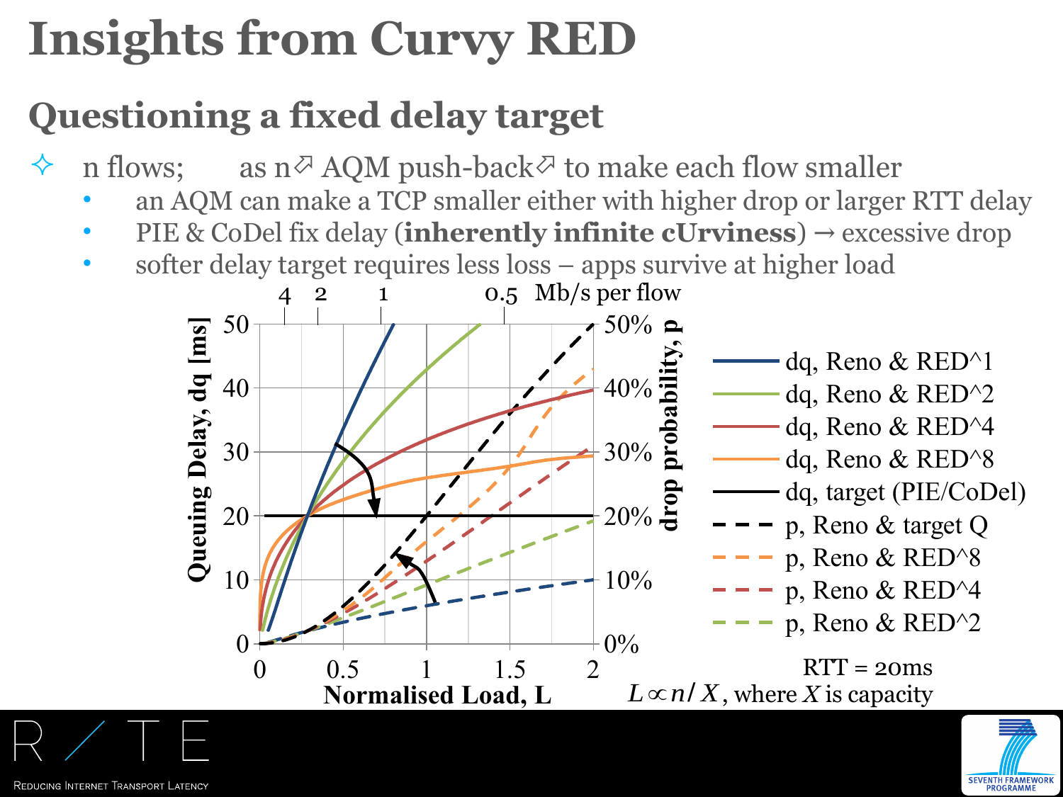# Insights from Curvy RED

## Questioning a fixed delay target

- n flows; as n↗ AQM push-back↗ to make each flow smaller
  - an AQM can make a TCP smaller either with higher drop or larger RTT delay
  - PIE & CoDel fix delay (**inherently infinite cUrviness**) → excessive drop
  - softer delay target requires less loss – apps survive at higher load

RTT = 20ms

$L \propto n / X$, where $X$ is capacity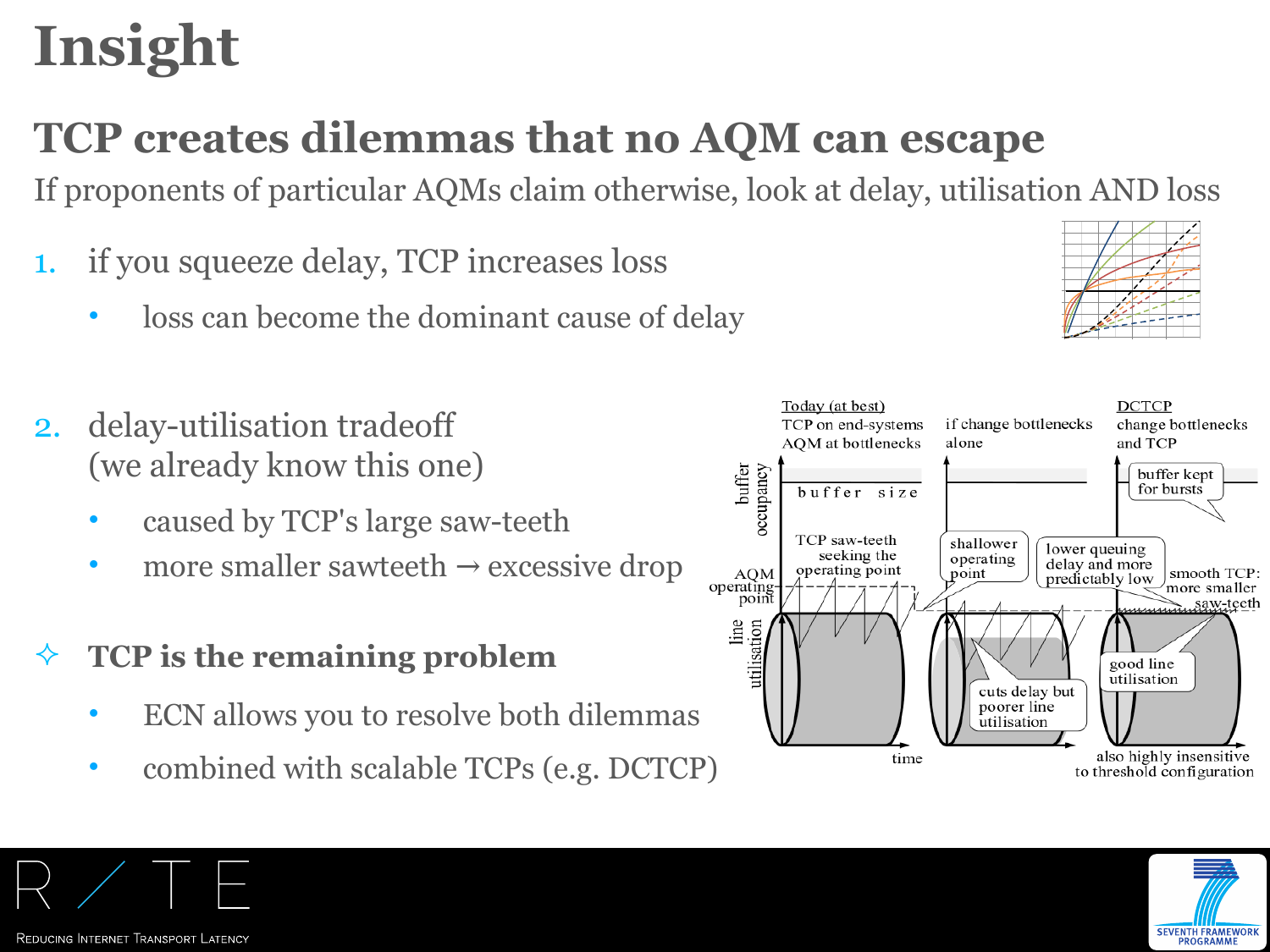# Insight

## TCP creates dilemmas that no AQM can escape

If proponents of particular AQMs claim otherwise, look at delay, utilisation AND loss

1. if you squeeze delay, TCP increases loss
   - loss can become the dominant cause of delay
2. delay-utilisation tradeoff (we already know this one)
   - caused by TCP's large saw-teeth
   - more smaller sawteeth → excessive drop

✧ **TCP is the remaining problem**

- ECN allows you to resolve both dilemmas
- combined with scalable TCPs (e.g. DCTCP)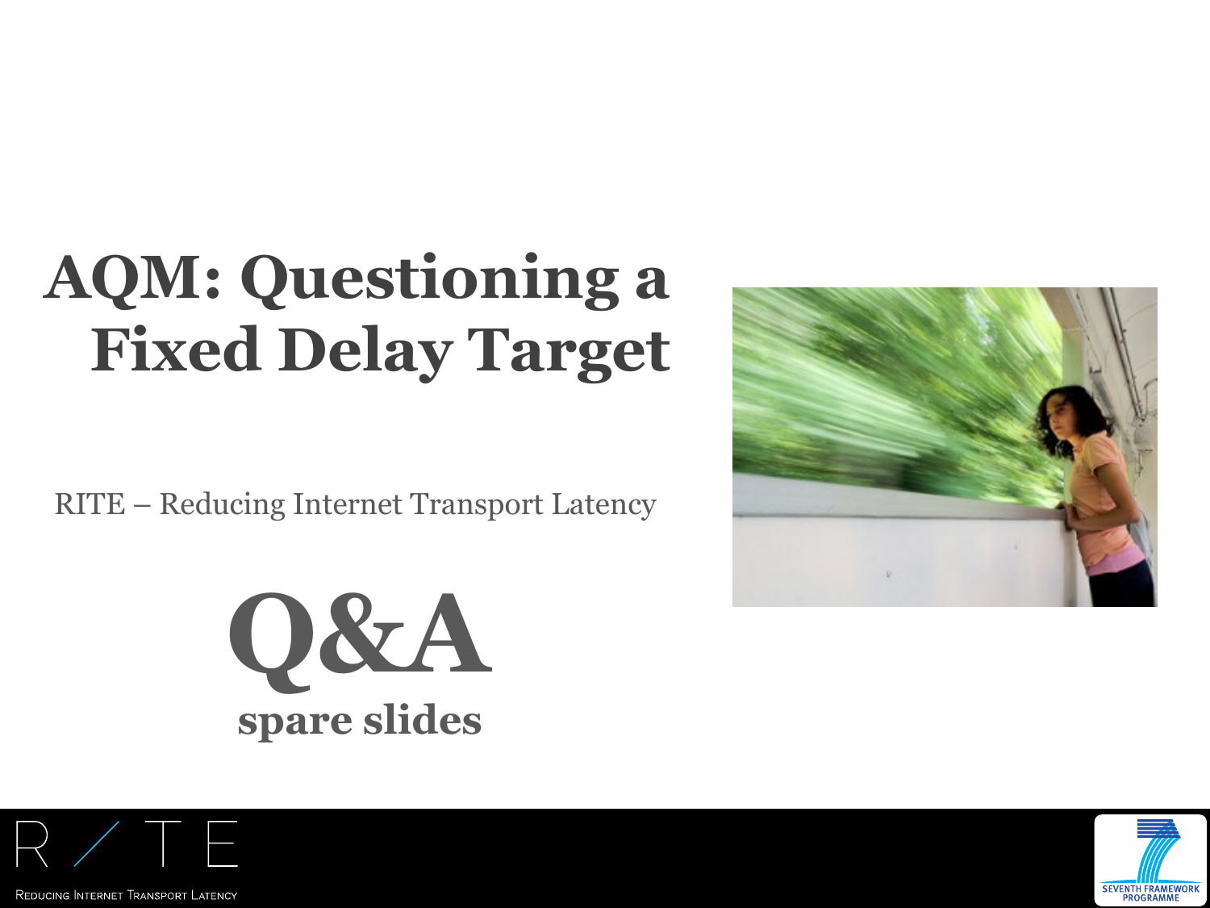# AQM: Questioning a Fixed Delay Target

RITE – Reducing Internet Transport Latency

# Q&A

## spare slides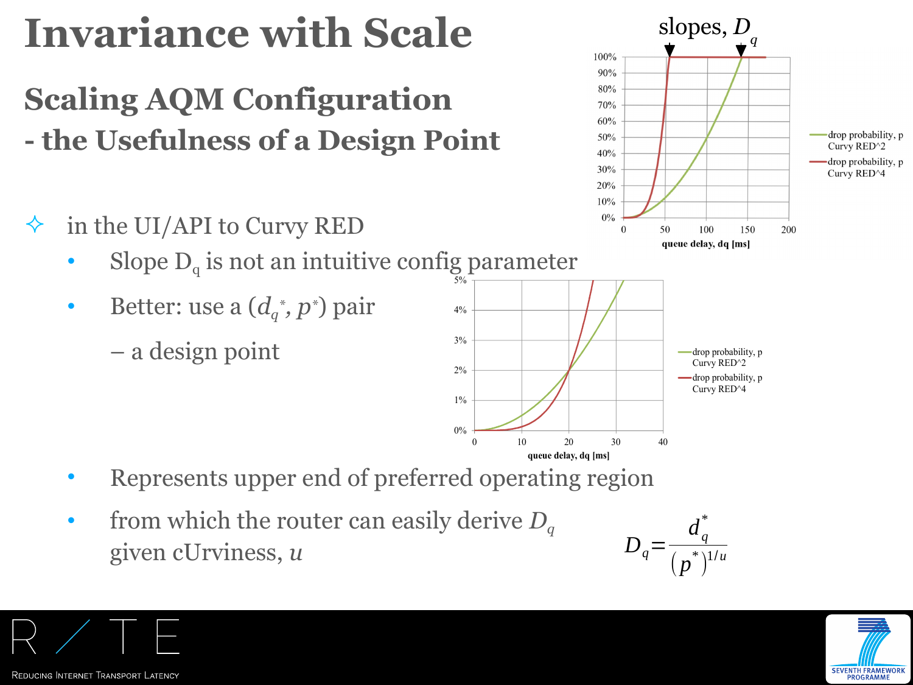# Invariance with Scale

## Scaling AQM Configuration
## - the Usefulness of a Design Point

- in the UI/API to Curvy RED
  - Slope $D_q$ is not an intuitive config parameter
  - Better: use a $(d_q^*, p^*)$ pair

    – a design point
  - Represents upper end of preferred operating region
  - from which the router can easily derive $D_q$ given cUrviness, $u$

$$D_q = \frac{d_q^*}{\left(p^*\right)^{1/u}}$$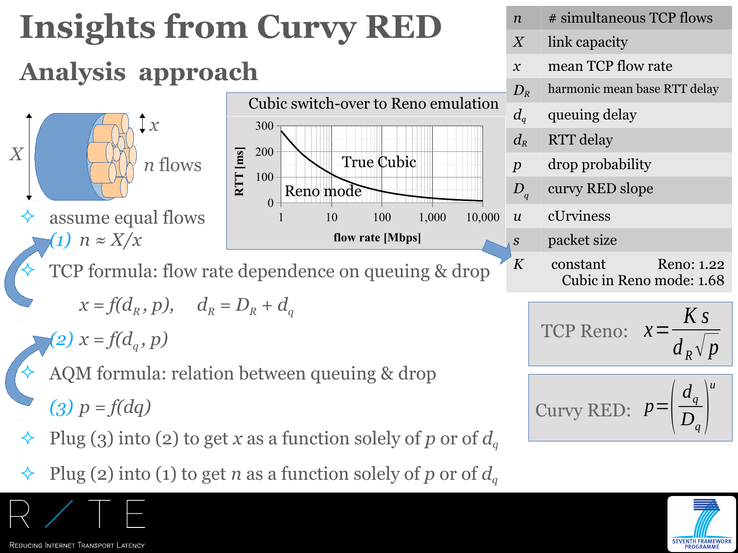# Insights from Curvy RED

## Analysis approach

$X$

$x$

$n$ flows

- assume equal flows

(1) $n \approx X/x$

- TCP formula: flow rate dependence on queuing & drop

$$x = f(d_R, p), \quad d_R = D_R + d_q$$

(2) $x = f(d_q, p)$

- AQM formula: relation between queuing & drop

(3) $p = f(dq)$

- Plug (3) into (2) to get $x$ as a function solely of $p$ or of $d_q$
- Plug (2) into (1) to get $n$ as a function solely of $p$ or of $d_q$

Cubic switch-over to Reno emulation

RTT [ms]

300

200

100

0

1

10

100

1,000

10,000

flow rate [Mbps]

True Cubic

Reno mode

| | |
|---|---|
| $n$ | # simultaneous TCP flows |
| $X$ | link capacity |
| $x$ | mean TCP flow rate |
| $D_R$ | harmonic mean base RTT delay |
| $d_q$ | queuing delay |
| $d_R$ | RTT delay |
| $p$ | drop probability |
| $D_q$ | curvy RED slope |
| $u$ | cUrviness |
| $s$ | packet size |
| $K$ | constant Reno: 1.22 Cubic in Reno mode: 1.68 |

TCP Reno: $$x = \frac{K s}{d_R \sqrt{p}}$$

Curvy RED: $$p = \left(\frac{d_q}{D_q}\right)^u$$